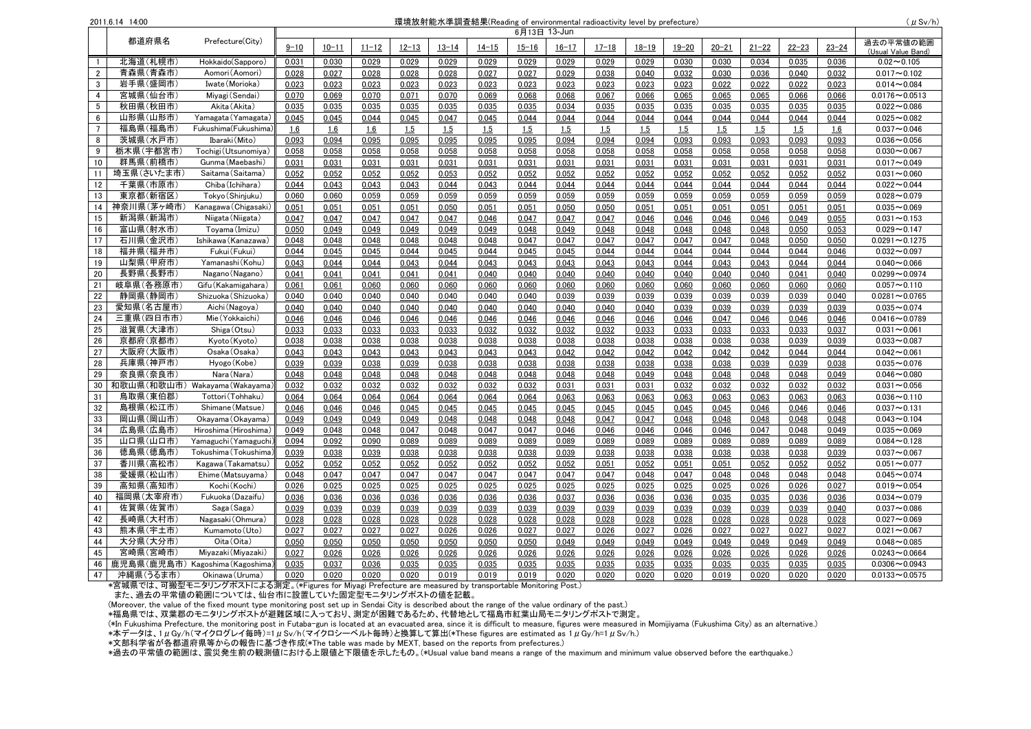2011.6.14 14:00

# 環境放射能水準調査結果(Reading of environmental radioactivity level by prefecture)

(μSv/h)

| | 都道府県名 | Prefecture(City) | 6月13日 13-Jun | | | | | | | | | | | | | | | 過去の平常値の範囲 (Usual Value Band) |
|---|---|---|---|---|---|---|---|---|---|---|---|---|---|---|---|---|---|---|
| | | | 9–10 | 10–11 | 11–12 | 12–13 | 13–14 | 14–15 | 15–16 | 16–17 | 17–18 | 18–19 | 19–20 | 20–21 | 21–22 | 22–23 | 23–24 | |
| 1 | 北海道(札幌市) | Hokkaido(Sapporo) | 0.031 | 0.030 | 0.029 | 0.029 | 0.029 | 0.029 | 0.029 | 0.029 | 0.029 | 0.029 | 0.030 | 0.030 | 0.034 | 0.035 | 0.036 | 0.02～0.105 |
| 2 | 青森県(青森市) | Aomori(Aomori) | 0.028 | 0.027 | 0.028 | 0.028 | 0.028 | 0.028 | 0.027 | 0.027 | 0.029 | 0.038 | 0.040 | 0.032 | 0.030 | 0.036 | 0.040 | 0.032 | 0.017～0.102 |
| 3 | 岩手県(盛岡市) | Iwate(Morioka) | 0.023 | 0.023 | 0.023 | 0.023 | 0.023 | 0.023 | 0.023 | 0.023 | 0.023 | 0.023 | 0.023 | 0.023 | 0.022 | 0.022 | 0.022 | 0.023 | 0.014～0.084 |
| 4 | 宮城県(仙台市) | Miyagi(Sendai) | 0.070 | 0.069 | 0.070 | 0.071 | 0.070 | 0.069 | 0.068 | 0.068 | 0.067 | 0.066 | 0.065 | 0.065 | 0.065 | 0.066 | 0.066 | 0.0176～0.0513 |
| 5 | 秋田県(秋田市) | Akita(Akita) | 0.035 | 0.035 | 0.035 | 0.035 | 0.035 | 0.035 | 0.035 | 0.034 | 0.035 | 0.035 | 0.035 | 0.035 | 0.035 | 0.035 | 0.035 | 0.022～0.086 |
| 6 | 山形県(山形市) | Yamagata(Yamagata) | 0.045 | 0.045 | 0.044 | 0.045 | 0.047 | 0.045 | 0.044 | 0.044 | 0.044 | 0.044 | 0.044 | 0.044 | 0.044 | 0.044 | 0.044 | 0.025～0.082 |
| 7 | 福島県(福島市) | Fukushima(Fukushima) | 1.6 | 1.6 | 1.6 | 1.5 | 1.5 | 1.5 | 1.5 | 1.5 | 1.5 | 1.5 | 1.5 | 1.5 | 1.5 | 1.5 | 1.6 | 0.037～0.046 |
| 8 | 茨城県(水戸市) | Ibaraki(Mito) | 0.093 | 0.094 | 0.095 | 0.095 | 0.095 | 0.095 | 0.095 | 0.094 | 0.094 | 0.094 | 0.093 | 0.093 | 0.093 | 0.093 | 0.093 | 0.036～0.056 |
| 9 | 栃木県(宇都宮市) | Tochigi(Utsunomiya) | 0.058 | 0.058 | 0.058 | 0.058 | 0.058 | 0.058 | 0.058 | 0.058 | 0.058 | 0.058 | 0.058 | 0.058 | 0.058 | 0.058 | 0.058 | 0.030～0.067 |
| 10 | 群馬県(前橋市) | Gunma(Maebashi) | 0.031 | 0.031 | 0.031 | 0.031 | 0.031 | 0.031 | 0.031 | 0.031 | 0.031 | 0.031 | 0.031 | 0.031 | 0.031 | 0.031 | 0.031 | 0.017～0.049 |
| 11 | 埼玉県(さいたま市) | Saitama(Saitama) | 0.052 | 0.052 | 0.052 | 0.052 | 0.053 | 0.052 | 0.052 | 0.052 | 0.052 | 0.052 | 0.052 | 0.052 | 0.052 | 0.052 | 0.052 | 0.031～0.060 |
| 12 | 千葉県(市原市) | Chiba(Ichihara) | 0.044 | 0.043 | 0.043 | 0.043 | 0.044 | 0.043 | 0.044 | 0.044 | 0.044 | 0.044 | 0.044 | 0.044 | 0.044 | 0.044 | 0.044 | 0.022～0.044 |
| 13 | 東京都(新宿区) | Tokyo(Shinjuku) | 0.060 | 0.060 | 0.059 | 0.059 | 0.059 | 0.059 | 0.059 | 0.059 | 0.059 | 0.059 | 0.059 | 0.059 | 0.059 | 0.059 | 0.059 | 0.028～0.079 |
| 14 | 神奈川県(茅ヶ崎市) | Kanagawa(Chigasaki) | 0.051 | 0.051 | 0.051 | 0.051 | 0.050 | 0.051 | 0.051 | 0.050 | 0.050 | 0.051 | 0.051 | 0.051 | 0.051 | 0.051 | 0.051 | 0.035～0.069 |
| 15 | 新潟県(新潟市) | Niigata(Niigata) | 0.047 | 0.047 | 0.047 | 0.047 | 0.047 | 0.046 | 0.047 | 0.047 | 0.047 | 0.046 | 0.046 | 0.046 | 0.046 | 0.049 | 0.055 | 0.031～0.153 |
| 16 | 富山県(射水市) | Toyama(Imizu) | 0.050 | 0.049 | 0.049 | 0.049 | 0.049 | 0.049 | 0.049 | 0.048 | 0.049 | 0.048 | 0.048 | 0.048 | 0.048 | 0.050 | 0.053 | 0.029～0.147 |
| 17 | 石川県(金沢市) | Ishikawa(Kanazawa) | 0.048 | 0.048 | 0.048 | 0.048 | 0.048 | 0.048 | 0.047 | 0.047 | 0.047 | 0.047 | 0.047 | 0.047 | 0.048 | 0.050 | 0.050 | 0.0291～0.1275 |
| 18 | 福井県(福井市) | Fukui(Fukui) | 0.044 | 0.045 | 0.045 | 0.044 | 0.045 | 0.044 | 0.045 | 0.045 | 0.044 | 0.044 | 0.044 | 0.044 | 0.044 | 0.044 | 0.046 | 0.032～0.097 |
| 19 | 山梨県(甲府市) | Yamanashi(Kohu) | 0.043 | 0.044 | 0.044 | 0.043 | 0.044 | 0.043 | 0.043 | 0.043 | 0.043 | 0.043 | 0.044 | 0.043 | 0.043 | 0.044 | 0.044 | 0.040～0.066 |
| 20 | 長野県(長野市) | Nagano(Nagano) | 0.041 | 0.041 | 0.041 | 0.041 | 0.041 | 0.040 | 0.040 | 0.040 | 0.040 | 0.040 | 0.040 | 0.040 | 0.040 | 0.041 | 0.040 | 0.0299～0.0974 |
| 21 | 岐阜県(各務原市) | Gifu(Kakamigahara) | 0.061 | 0.061 | 0.060 | 0.060 | 0.060 | 0.060 | 0.060 | 0.060 | 0.060 | 0.060 | 0.060 | 0.060 | 0.060 | 0.060 | 0.060 | 0.057～0.110 |
| 22 | 静岡県(静岡市) | Shizuoka(Shizuoka) | 0.040 | 0.040 | 0.040 | 0.040 | 0.040 | 0.040 | 0.040 | 0.039 | 0.039 | 0.039 | 0.039 | 0.039 | 0.039 | 0.039 | 0.040 | 0.0281～0.0765 |
| 23 | 愛知県(名古屋市) | Aichi(Nagoya) | 0.040 | 0.040 | 0.040 | 0.040 | 0.040 | 0.040 | 0.040 | 0.040 | 0.040 | 0.040 | 0.039 | 0.039 | 0.039 | 0.039 | 0.039 | 0.035～0.074 |
| 24 | 三重県(四日市市) | Mie(Yokkaichi) | 0.046 | 0.046 | 0.046 | 0.046 | 0.046 | 0.046 | 0.046 | 0.046 | 0.046 | 0.046 | 0.046 | 0.047 | 0.046 | 0.046 | 0.046 | 0.0416～0.0789 |
| 25 | 滋賀県(大津市) | Shiga(Otsu) | 0.033 | 0.033 | 0.033 | 0.033 | 0.033 | 0.032 | 0.032 | 0.032 | 0.032 | 0.033 | 0.033 | 0.033 | 0.033 | 0.033 | 0.037 | 0.031～0.061 |
| 26 | 京都府(京都市) | Kyoto(Kyoto) | 0.038 | 0.038 | 0.038 | 0.038 | 0.038 | 0.038 | 0.038 | 0.038 | 0.038 | 0.038 | 0.038 | 0.038 | 0.038 | 0.039 | 0.039 | 0.033～0.087 |
| 27 | 大阪府(大阪市) | Osaka(Osaka) | 0.043 | 0.043 | 0.043 | 0.043 | 0.043 | 0.043 | 0.043 | 0.042 | 0.042 | 0.042 | 0.042 | 0.042 | 0.042 | 0.044 | 0.044 | 0.042～0.061 |
| 28 | 兵庫県(神戸市) | Hyogo(Kobe) | 0.039 | 0.039 | 0.038 | 0.039 | 0.038 | 0.038 | 0.038 | 0.038 | 0.038 | 0.038 | 0.038 | 0.038 | 0.039 | 0.039 | 0.038 | 0.035～0.076 |
| 29 | 奈良県(奈良市) | Nara(Nara) | 0.048 | 0.048 | 0.048 | 0.048 | 0.048 | 0.048 | 0.048 | 0.048 | 0.048 | 0.049 | 0.048 | 0.048 | 0.048 | 0.048 | 0.049 | 0.046～0.080 |
| 30 | 和歌山県(和歌山市) | Wakayama(Wakayama) | 0.032 | 0.032 | 0.032 | 0.032 | 0.032 | 0.032 | 0.032 | 0.031 | 0.031 | 0.031 | 0.032 | 0.032 | 0.032 | 0.032 | 0.032 | 0.031～0.056 |
| 31 | 鳥取県(東伯郡) | Tottori(Tohhaku) | 0.064 | 0.064 | 0.064 | 0.064 | 0.064 | 0.064 | 0.064 | 0.063 | 0.063 | 0.063 | 0.063 | 0.063 | 0.063 | 0.063 | 0.063 | 0.036～0.110 |
| 32 | 島根県(松江市) | Shimane(Matsue) | 0.046 | 0.046 | 0.046 | 0.045 | 0.045 | 0.045 | 0.045 | 0.045 | 0.045 | 0.045 | 0.045 | 0.045 | 0.046 | 0.046 | 0.046 | 0.037～0.131 |
| 33 | 岡山県(岡山市) | Okayama(Okayama) | 0.049 | 0.049 | 0.049 | 0.049 | 0.049 | 0.048 | 0.048 | 0.048 | 0.047 | 0.047 | 0.048 | 0.048 | 0.048 | 0.048 | 0.048 | 0.043～0.104 |
| 34 | 広島県(広島市) | Hiroshima(Hiroshima) | 0.049 | 0.048 | 0.048 | 0.047 | 0.048 | 0.047 | 0.047 | 0.046 | 0.046 | 0.046 | 0.046 | 0.046 | 0.047 | 0.048 | 0.049 | 0.035～0.069 |
| 35 | 山口県(山口市) | Yamaguchi(Yamaguchi) | 0.094 | 0.092 | 0.090 | 0.089 | 0.089 | 0.089 | 0.089 | 0.089 | 0.089 | 0.089 | 0.089 | 0.089 | 0.089 | 0.089 | 0.089 | 0.084～0.128 |
| 36 | 徳島県(徳島市) | Tokushima(Tokushima) | 0.039 | 0.038 | 0.039 | 0.038 | 0.038 | 0.038 | 0.038 | 0.039 | 0.038 | 0.038 | 0.038 | 0.038 | 0.038 | 0.038 | 0.039 | 0.037～0.067 |
| 37 | 香川県(高松市) | Kagawa(Takamatsu) | 0.052 | 0.052 | 0.052 | 0.052 | 0.052 | 0.052 | 0.052 | 0.052 | 0.051 | 0.052 | 0.051 | 0.051 | 0.052 | 0.052 | 0.052 | 0.051～0.077 |
| 38 | 愛媛県(松山市) | Ehime(Matsuyama) | 0.048 | 0.047 | 0.047 | 0.047 | 0.047 | 0.047 | 0.047 | 0.047 | 0.047 | 0.048 | 0.047 | 0.048 | 0.048 | 0.048 | 0.048 | 0.045～0.074 |
| 39 | 高知県(高知市) | Kochi(Kochi) | 0.026 | 0.025 | 0.025 | 0.025 | 0.025 | 0.025 | 0.025 | 0.025 | 0.025 | 0.025 | 0.025 | 0.025 | 0.026 | 0.026 | 0.027 | 0.019～0.054 |
| 40 | 福岡県(太宰府市) | Fukuoka(Dazaifu) | 0.036 | 0.036 | 0.036 | 0.036 | 0.036 | 0.036 | 0.036 | 0.037 | 0.036 | 0.036 | 0.036 | 0.035 | 0.035 | 0.036 | 0.036 | 0.034～0.079 |
| 41 | 佐賀県(佐賀市) | Saga(Saga) | 0.039 | 0.039 | 0.039 | 0.039 | 0.039 | 0.039 | 0.039 | 0.039 | 0.039 | 0.039 | 0.039 | 0.039 | 0.039 | 0.039 | 0.040 | 0.037～0.086 |
| 42 | 長崎県(大村市) | Nagasaki(Ohmura) | 0.028 | 0.028 | 0.028 | 0.028 | 0.028 | 0.028 | 0.028 | 0.028 | 0.028 | 0.028 | 0.028 | 0.028 | 0.028 | 0.028 | 0.028 | 0.027～0.069 |
| 43 | 熊本県(宇土市) | Kumamoto(Uto) | 0.027 | 0.027 | 0.027 | 0.027 | 0.026 | 0.026 | 0.027 | 0.027 | 0.026 | 0.027 | 0.026 | 0.027 | 0.027 | 0.027 | 0.027 | 0.021～0.067 |
| 44 | 大分県(大分市) | Oita(Oita) | 0.050 | 0.050 | 0.050 | 0.050 | 0.050 | 0.050 | 0.050 | 0.049 | 0.049 | 0.049 | 0.049 | 0.049 | 0.049 | 0.049 | 0.049 | 0.048～0.085 |
| 45 | 宮崎県(宮崎市) | Miyazaki(Miyazaki) | 0.027 | 0.026 | 0.026 | 0.026 | 0.026 | 0.026 | 0.026 | 0.026 | 0.026 | 0.026 | 0.026 | 0.026 | 0.026 | 0.026 | 0.026 | 0.0243～0.0664 |
| 46 | 鹿児島県(鹿児島市) | Kagoshima(Kagoshima) | 0.035 | 0.037 | 0.036 | 0.035 | 0.035 | 0.035 | 0.035 | 0.035 | 0.035 | 0.035 | 0.035 | 0.035 | 0.035 | 0.035 | 0.035 | 0.0306～0.0943 |
| 47 | 沖縄県(うるま市) | Okinawa(Uruma) | 0.020 | 0.020 | 0.020 | 0.020 | 0.019 | 0.019 | 0.019 | 0.020 | 0.020 | 0.020 | 0.020 | 0.019 | 0.020 | 0.020 | 0.020 | 0.0133～0.0575 |

*宮城県では、可搬型モニタリングポストによる測定。(*Figures for Miyagi Prefecture are measured by transportable Monitoring Post.)

また、過去の平常値の範囲については、仙台市に設置していた固定型モニタリングポストの値を記載。

(Moreover, the value of the fixed mount type monitoring post set up in Sendai City is described about the range of the value ordinary of the past.)

*福島県では、双葉郡のモニタリングポストが避難区域に入っており、測定が困難であるため、代替地として福島市紅葉山局モニタリングポストで測定。

(*In Fukushima Prefecture, the monitoring post in Futaba-gun is located at an evacuated area, since it is difficult to measure, figures were measured in Momijiyama (Fukushima City) as an alternative.)

*本データは、1μGy/h(マイクログレイ毎時)=1μSv/h(マイクロシーベルト毎時)と換算して算出(*These figures are estimated as 1μGy/h=1μSv/h.)

*文部科学省が各都道府県等からの報告に基づき作成(*The table was made by MEXT, based on the reports from prefectures.)

*過去の平常値の範囲は、震災発生前の観測値における上限値と下限値を示したもの。(*Usual value band means a range of the maximum and minimum value observed before the earthquake.)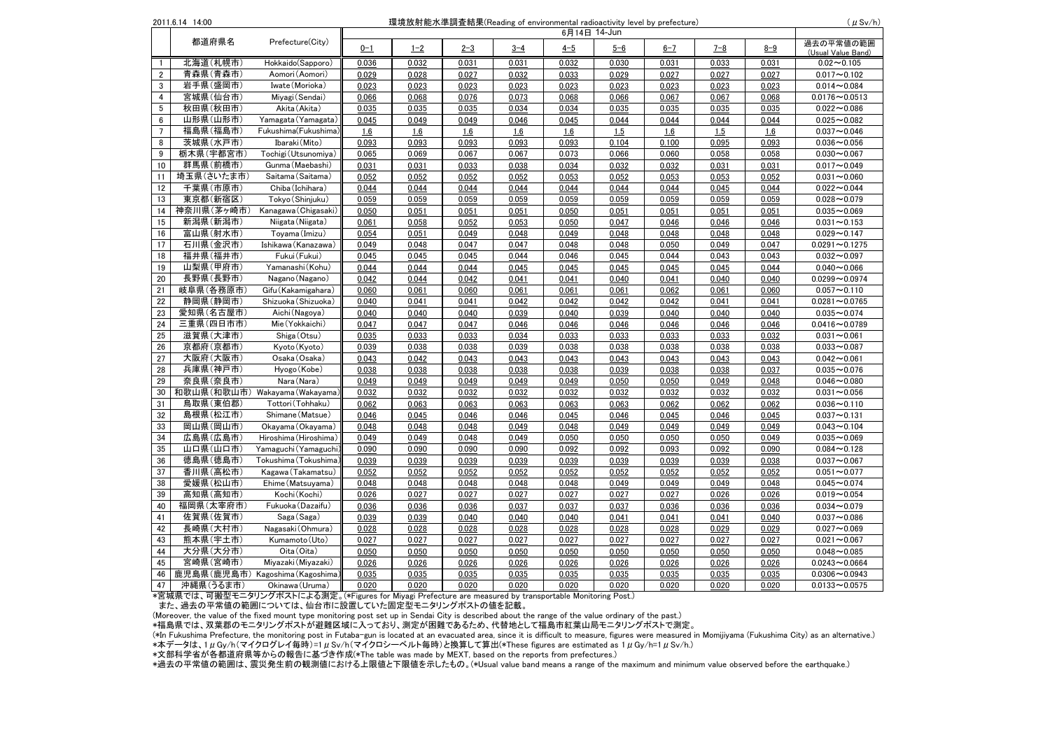2011.6.14 14:00

# 環境放射能水準調査結果(Reading of environmental radioactivity level by prefecture)

(μSv/h)

| | 都道府県名 | Prefecture(City) | 6月14日 14-Jun | | | | | | | | | |
|---|---|---|---|---|---|---|---|---|---|---|---|---|
| | | | 0-1 | 1-2 | 2-3 | 3-4 | 4-5 | 5-6 | 6-7 | 7-8 | 8-9 | 過去の平常値の範囲 (Usual Value Band) |
| 1 | 北海道(札幌市) | Hokkaido(Sapporo) | 0.036 | 0.032 | 0.031 | 0.031 | 0.032 | 0.030 | 0.031 | 0.033 | 0.031 | 0.02～0.105 |
| 2 | 青森県(青森市) | Aomori(Aomori) | 0.029 | 0.028 | 0.027 | 0.032 | 0.033 | 0.029 | 0.027 | 0.027 | 0.027 | 0.017～0.102 |
| 3 | 岩手県(盛岡市) | Iwate(Morioka) | 0.023 | 0.023 | 0.023 | 0.023 | 0.023 | 0.023 | 0.023 | 0.023 | 0.023 | 0.014～0.084 |
| 4 | 宮城県(仙台市) | Miyagi(Sendai) | 0.066 | 0.068 | 0.076 | 0.073 | 0.068 | 0.066 | 0.067 | 0.067 | 0.068 | 0.0176～0.0513 |
| 5 | 秋田県(秋田市) | Akita(Akita) | 0.035 | 0.035 | 0.035 | 0.034 | 0.034 | 0.035 | 0.035 | 0.035 | 0.035 | 0.022～0.086 |
| 6 | 山形県(山形市) | Yamagata(Yamagata) | 0.045 | 0.049 | 0.049 | 0.046 | 0.045 | 0.044 | 0.044 | 0.044 | 0.044 | 0.025～0.082 |
| 7 | 福島県(福島市) | Fukushima(Fukushima) | 1.6 | 1.6 | 1.6 | 1.6 | 1.6 | 1.5 | 1.6 | 1.5 | 1.6 | 0.037～0.046 |
| 8 | 茨城県(水戸市) | Ibaraki(Mito) | 0.093 | 0.093 | 0.093 | 0.093 | 0.093 | 0.104 | 0.100 | 0.095 | 0.093 | 0.036～0.056 |
| 9 | 栃木県(宇都宮市) | Tochigi(Utsunomiya) | 0.065 | 0.069 | 0.067 | 0.067 | 0.073 | 0.066 | 0.060 | 0.058 | 0.058 | 0.030～0.067 |
| 10 | 群馬県(前橋市) | Gunma(Maebashi) | 0.031 | 0.031 | 0.033 | 0.038 | 0.034 | 0.032 | 0.032 | 0.031 | 0.031 | 0.017～0.049 |
| 11 | 埼玉県(さいたま市) | Saitama(Saitama) | 0.052 | 0.052 | 0.052 | 0.052 | 0.053 | 0.052 | 0.053 | 0.053 | 0.052 | 0.031～0.060 |
| 12 | 千葉県(市原市) | Chiba(Ichihara) | 0.044 | 0.044 | 0.044 | 0.044 | 0.044 | 0.044 | 0.044 | 0.045 | 0.044 | 0.022～0.044 |
| 13 | 東京都(新宿区) | Tokyo(Shinjuku) | 0.059 | 0.059 | 0.059 | 0.059 | 0.059 | 0.059 | 0.059 | 0.059 | 0.059 | 0.028～0.079 |
| 14 | 神奈川県(茅ヶ崎市) | Kanagawa(Chigasaki) | 0.050 | 0.051 | 0.051 | 0.051 | 0.050 | 0.051 | 0.051 | 0.051 | 0.051 | 0.035～0.069 |
| 15 | 新潟県(新潟市) | Niigata(Niigata) | 0.061 | 0.058 | 0.052 | 0.053 | 0.050 | 0.047 | 0.046 | 0.046 | 0.046 | 0.031～0.153 |
| 16 | 富山県(射水市) | Toyama(Imizu) | 0.054 | 0.051 | 0.049 | 0.048 | 0.049 | 0.048 | 0.048 | 0.048 | 0.048 | 0.029～0.147 |
| 17 | 石川県(金沢市) | Ishikawa(Kanazawa) | 0.049 | 0.048 | 0.047 | 0.047 | 0.048 | 0.048 | 0.050 | 0.049 | 0.047 | 0.0291～0.1275 |
| 18 | 福井県(福井市) | Fukui(Fukui) | 0.045 | 0.045 | 0.045 | 0.044 | 0.046 | 0.045 | 0.044 | 0.043 | 0.043 | 0.032～0.097 |
| 19 | 山梨県(甲府市) | Yamanashi(Kohu) | 0.044 | 0.044 | 0.044 | 0.045 | 0.045 | 0.045 | 0.045 | 0.045 | 0.044 | 0.040～0.066 |
| 20 | 長野県(長野市) | Nagano(Nagano) | 0.042 | 0.044 | 0.042 | 0.041 | 0.041 | 0.040 | 0.041 | 0.040 | 0.040 | 0.0299～0.0974 |
| 21 | 岐阜県(各務原市) | Gifu(Kakamigahara) | 0.060 | 0.061 | 0.060 | 0.061 | 0.061 | 0.061 | 0.062 | 0.061 | 0.060 | 0.057～0.110 |
| 22 | 静岡県(静岡市) | Shizuoka(Shizuoka) | 0.040 | 0.041 | 0.041 | 0.042 | 0.042 | 0.042 | 0.042 | 0.041 | 0.041 | 0.0281～0.0765 |
| 23 | 愛知県(名古屋市) | Aichi(Nagoya) | 0.040 | 0.040 | 0.040 | 0.039 | 0.040 | 0.039 | 0.040 | 0.040 | 0.040 | 0.035～0.074 |
| 24 | 三重県(四日市市) | Mie(Yokkaichi) | 0.047 | 0.047 | 0.047 | 0.046 | 0.046 | 0.046 | 0.046 | 0.046 | 0.046 | 0.0416～0.0789 |
| 25 | 滋賀県(大津市) | Shiga(Otsu) | 0.035 | 0.033 | 0.033 | 0.034 | 0.033 | 0.033 | 0.033 | 0.033 | 0.032 | 0.031～0.061 |
| 26 | 京都府(京都市) | Kyoto(Kyoto) | 0.039 | 0.038 | 0.038 | 0.039 | 0.038 | 0.038 | 0.038 | 0.038 | 0.038 | 0.033～0.087 |
| 27 | 大阪府(大阪市) | Osaka(Osaka) | 0.043 | 0.042 | 0.043 | 0.043 | 0.043 | 0.043 | 0.043 | 0.043 | 0.043 | 0.042～0.061 |
| 28 | 兵庫県(神戸市) | Hyogo(Kobe) | 0.038 | 0.038 | 0.038 | 0.038 | 0.038 | 0.039 | 0.038 | 0.038 | 0.037 | 0.035～0.076 |
| 29 | 奈良県(奈良市) | Nara(Nara) | 0.049 | 0.049 | 0.049 | 0.049 | 0.049 | 0.050 | 0.050 | 0.049 | 0.048 | 0.046～0.080 |
| 30 | 和歌山県(和歌山市) | Wakayama(Wakayama) | 0.032 | 0.032 | 0.032 | 0.032 | 0.032 | 0.032 | 0.032 | 0.032 | 0.032 | 0.031～0.056 |
| 31 | 鳥取県(東伯郡) | Tottori(Tohhaku) | 0.062 | 0.063 | 0.063 | 0.063 | 0.063 | 0.063 | 0.062 | 0.062 | 0.062 | 0.036～0.110 |
| 32 | 島根県(松江市) | Shimane(Matsue) | 0.046 | 0.045 | 0.046 | 0.046 | 0.045 | 0.046 | 0.045 | 0.046 | 0.045 | 0.037～0.131 |
| 33 | 岡山県(岡山市) | Okayama(Okayama) | 0.048 | 0.048 | 0.048 | 0.049 | 0.048 | 0.049 | 0.049 | 0.049 | 0.049 | 0.043～0.104 |
| 34 | 広島県(広島市) | Hiroshima(Hiroshima) | 0.049 | 0.049 | 0.048 | 0.049 | 0.050 | 0.050 | 0.050 | 0.050 | 0.049 | 0.035～0.069 |
| 35 | 山口県(山口市) | Yamaguchi(Yamaguchi) | 0.090 | 0.090 | 0.090 | 0.090 | 0.092 | 0.092 | 0.093 | 0.092 | 0.090 | 0.084～0.128 |
| 36 | 徳島県(徳島市) | Tokushima(Tokushima) | 0.039 | 0.039 | 0.039 | 0.039 | 0.039 | 0.039 | 0.039 | 0.039 | 0.038 | 0.037～0.067 |
| 37 | 香川県(高松市) | Kagawa(Takamatsu) | 0.052 | 0.052 | 0.052 | 0.052 | 0.052 | 0.052 | 0.052 | 0.052 | 0.052 | 0.051～0.077 |
| 38 | 愛媛県(松山市) | Ehime(Matsuyama) | 0.048 | 0.048 | 0.048 | 0.048 | 0.048 | 0.049 | 0.049 | 0.049 | 0.048 | 0.045～0.074 |
| 39 | 高知県(高知市) | Kochi(Kochi) | 0.026 | 0.027 | 0.027 | 0.027 | 0.027 | 0.027 | 0.027 | 0.026 | 0.026 | 0.019～0.054 |
| 40 | 福岡県(太宰府市) | Fukuoka(Dazaifu) | 0.036 | 0.036 | 0.036 | 0.037 | 0.037 | 0.037 | 0.036 | 0.036 | 0.036 | 0.034～0.079 |
| 41 | 佐賀県(佐賀市) | Saga(Saga) | 0.039 | 0.039 | 0.040 | 0.040 | 0.040 | 0.041 | 0.041 | 0.041 | 0.040 | 0.037～0.086 |
| 42 | 長崎県(大村市) | Nagasaki(Ohmura) | 0.028 | 0.028 | 0.028 | 0.028 | 0.028 | 0.028 | 0.028 | 0.029 | 0.029 | 0.027～0.069 |
| 43 | 熊本県(宇土市) | Kumamoto(Uto) | 0.027 | 0.027 | 0.027 | 0.027 | 0.027 | 0.027 | 0.027 | 0.027 | 0.027 | 0.021～0.067 |
| 44 | 大分県(大分市) | Oita(Oita) | 0.050 | 0.050 | 0.050 | 0.050 | 0.050 | 0.050 | 0.050 | 0.050 | 0.050 | 0.048～0.085 |
| 45 | 宮崎県(宮崎市) | Miyazaki(Miyazaki) | 0.026 | 0.026 | 0.026 | 0.026 | 0.026 | 0.026 | 0.026 | 0.026 | 0.026 | 0.0243～0.0664 |
| 46 | 鹿児島県(鹿児島市) | Kagoshima(Kagoshima) | 0.035 | 0.035 | 0.035 | 0.035 | 0.035 | 0.035 | 0.035 | 0.035 | 0.035 | 0.0306～0.0943 |
| 47 | 沖縄県(うるま市) | Okinawa(Uruma) | 0.020 | 0.020 | 0.020 | 0.020 | 0.020 | 0.020 | 0.020 | 0.020 | 0.020 | 0.0133～0.0575 |

*宮城県では、可搬型モニタリングポストによる測定。(*Figures for Miyagi Prefecture are measured by transportable Monitoring Post.)

また、過去の平常値の範囲については、仙台市に設置していた固定型モニタリングポストの値を記載。

(Moreover, the value of the fixed mount type monitoring post set up in Sendai City is described about the range of the value ordinary of the past.)

*福島県では、双葉郡のモニタリングポストが避難区域に入っており、測定が困難であるため、代替地として福島市紅葉山局モニタリングポストで測定。

(*In Fukushima Prefecture, the monitoring post in Futaba-gun is located at an evacuated area, since it is difficult to measure, figures were measured in Momijiyama (Fukushima City) as an alternative.)

*本データは、1μGy/h(マイクログレイ毎時)=1μSv/h(マイクロシーベルト毎時)と換算して算出(*These figures are estimated as 1μGy/h=1μSv/h.)

*文部科学省が各都道府県等からの報告に基づき作成(*The table was made by MEXT, based on the reports from prefectures.)

*過去の平常値の範囲は、震災発生前の観測値における上限値と下限値を示したもの。(*Usual value band means a range of the maximum and minimum value observed before the earthquake.)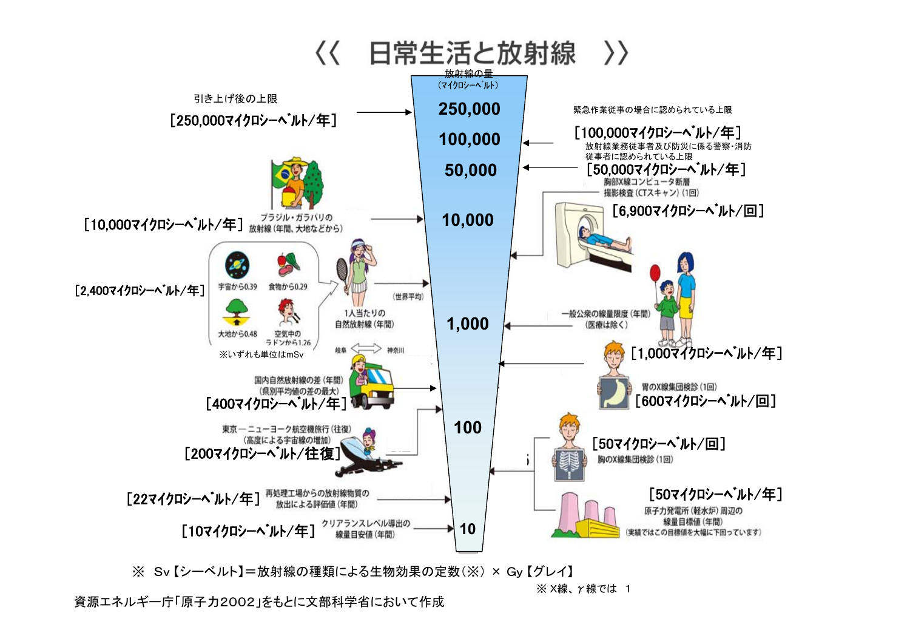# 《　日常生活と放射線　》

放射線の量
（マイクロシーベルト）

- 250,000 ← 引き上げ後の上限［250,000マイクロシーベルト/年］
- 100,000 ← 緊急作業従事の場合に認められている上限［100,000マイクロシーベルト/年］
- 50,000 ← 放射線業務従事者及び防災に係る警察・消防従事者に認められている上限［50,000マイクロシーベルト/年］
- 10,000 ← ブラジル・ガラパリの放射線（年間、大地などから）［10,000マイクロシーベルト/年］
- 胸部X線コンピュータ断層撮影検査（CTスキャン）（1回）［6,900マイクロシーベルト/回］
- 1人当たりの自然放射線（年間）（世界平均）［2,400マイクロシーベルト/年］
  - 宇宙から0.39
  - 食物から0.29
  - 大地から0.48
  - 空気中のラドンから1.26
  - ※いずれも単位はmSv
- 1,000 ← 一般公衆の線量限度（年間）（医療は除く）［1,000マイクロシーベルト/年］
- 胃のX線集団検診（1回）［600マイクロシーベルト/回］
- 国内自然放射線の差（年間）（県別平均値の差の最大）［400マイクロシーベルト/年］（岐阜 ⇔ 神奈川）
- 東京－ニューヨーク航空機旅行（往復）（高度による宇宙線の増加）［200マイクロシーベルト/往復］
- 100
- 胸のX線集団検診（1回）［50マイクロシーベルト/回］
- 原子力発電所（軽水炉）周辺の線量目標値（年間）（実績ではこの目標値を大幅に下回っています）［50マイクロシーベルト/年］
- 再処理工場からの放射線物質の放出による評価値（年間）［22マイクロシーベルト/年］
- 10 ← クリアランスレベル導出の線量目安値（年間）［10マイクロシーベルト/年］

※　Sv【シーベルト】＝放射線の種類による生物効果の定数（※）× Gy【グレイ】

※ X線、γ線では　1

資源エネルギー庁「原子力2002」をもとに文部科学省において作成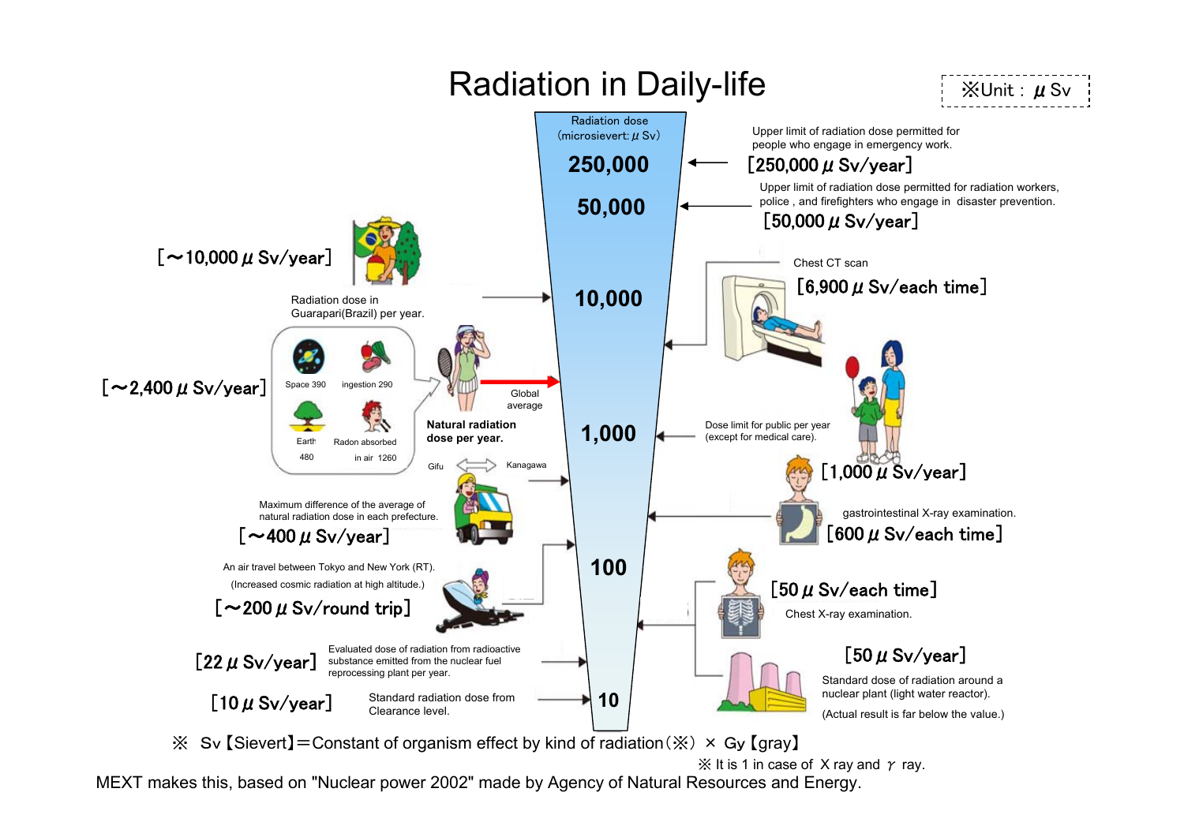# Radiation in Daily-life

※Unit : μSv

Radiation dose (microsievert: μSv)

250,000

50,000

10,000

1,000

100

10

Upper limit of radiation dose permitted for people who engage in emergency work.
[250,000 μSv/year]

Upper limit of radiation dose permitted for radiation workers, police , and firefighters who engage in disaster prevention.
[50,000 μSv/year]

[~10,000 μSv/year]
Radiation dose in Guarapari(Brazil) per year.

Chest CT scan
[6,900 μSv/each time]

[~2,400 μSv/year]
Space 390
ingestion 290
Earth 480
Radon absorbed in air 1260
Global average
Natural radiation dose per year.

Dose limit for public per year (except for medical care).
[1,000 μSv/year]

Gifu ⇔ Kanagawa
Maximum difference of the average of natural radiation dose in each prefecture.
[~400 μSv/year]

gastrointestinal X-ray examination.
[600 μSv/each time]

An air travel between Tokyo and New York (RT).
(Increased cosmic radiation at high altitude.)
[~200 μSv/round trip]

[50 μSv/each time]
Chest X-ray examination.

[22 μSv/year] Evaluated dose of radiation from radioactive substance emitted from the nuclear fuel reprocessing plant per year.

[50 μSv/year]
Standard dose of radiation around a nuclear plant (light water reactor).
(Actual result is far below the value.)

[10 μSv/year] Standard radiation dose from Clearance level.

※ Sv【Sievert】=Constant of organism effect by kind of radiation(※) × Gy【gray】
※ It is 1 in case of X ray and γ ray.

MEXT makes this, based on "Nuclear power 2002" made by Agency of Natural Resources and Energy.